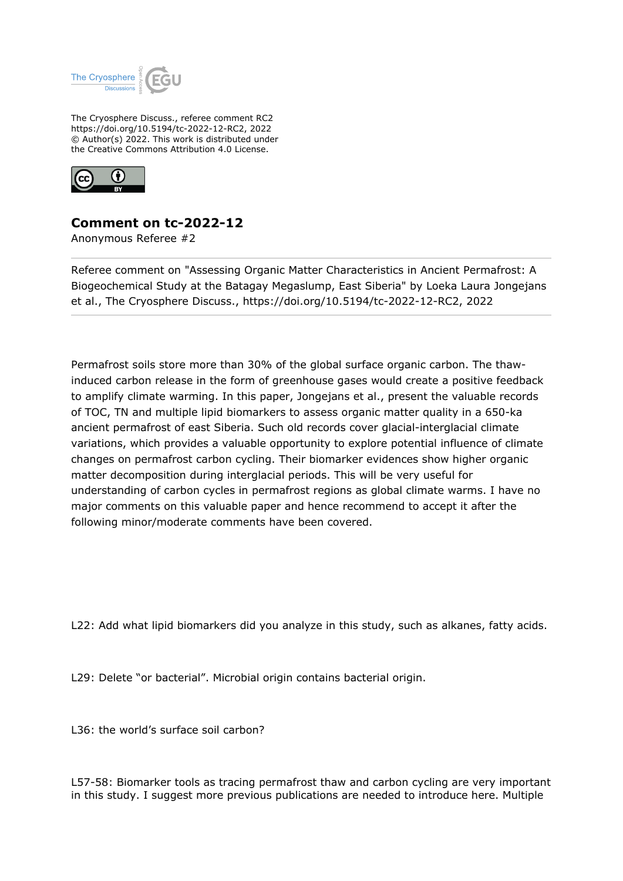The Cryosphere Discuss., referee comment RC2
https://doi.org/10.5194/tc-2022-12-RC2, 2022
© Author(s) 2022. This work is distributed under
the Creative Commons Attribution 4.0 License.

# Comment on tc-2022-12

Anonymous Referee #2

---

Referee comment on "Assessing Organic Matter Characteristics in Ancient Permafrost: A Biogeochemical Study at the Batagay Megaslump, East Siberia" by Loeka Laura Jongejans et al., The Cryosphere Discuss., https://doi.org/10.5194/tc-2022-12-RC2, 2022

---

Permafrost soils store more than 30% of the global surface organic carbon. The thaw-induced carbon release in the form of greenhouse gases would create a positive feedback to amplify climate warming. In this paper, Jongejans et al., present the valuable records of TOC, TN and multiple lipid biomarkers to assess organic matter quality in a 650-ka ancient permafrost of east Siberia. Such old records cover glacial-interglacial climate variations, which provides a valuable opportunity to explore potential influence of climate changes on permafrost carbon cycling. Their biomarker evidences show higher organic matter decomposition during interglacial periods. This will be very useful for understanding of carbon cycles in permafrost regions as global climate warms. I have no major comments on this valuable paper and hence recommend to accept it after the following minor/moderate comments have been covered.

L22: Add what lipid biomarkers did you analyze in this study, such as alkanes, fatty acids.

L29: Delete "or bacterial". Microbial origin contains bacterial origin.

L36: the world's surface soil carbon?

L57-58: Biomarker tools as tracing permafrost thaw and carbon cycling are very important in this study. I suggest more previous publications are needed to introduce here. Multiple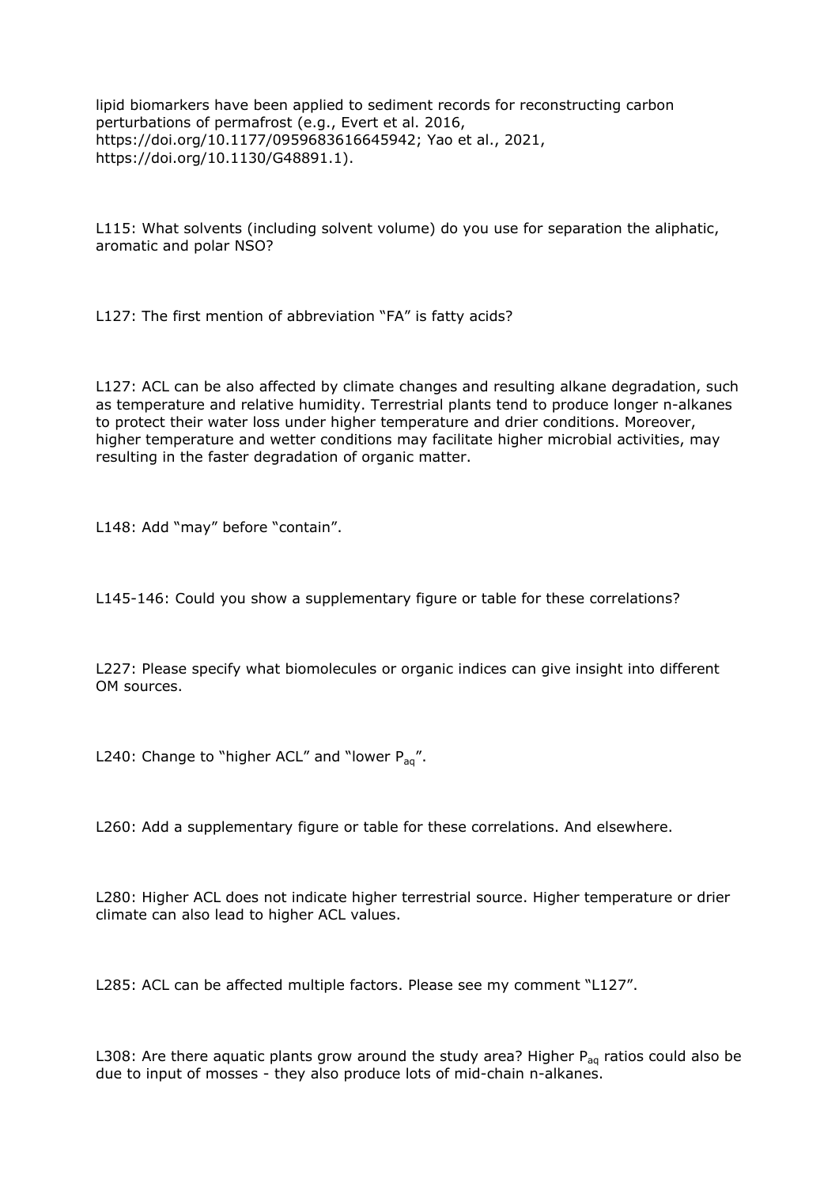lipid biomarkers have been applied to sediment records for reconstructing carbon perturbations of permafrost (e.g., Evert et al. 2016, https://doi.org/10.1177/0959683616645942; Yao et al., 2021, https://doi.org/10.1130/G48891.1).

L115: What solvents (including solvent volume) do you use for separation the aliphatic, aromatic and polar NSO?

L127: The first mention of abbreviation "FA" is fatty acids?

L127: ACL can be also affected by climate changes and resulting alkane degradation, such as temperature and relative humidity. Terrestrial plants tend to produce longer n-alkanes to protect their water loss under higher temperature and drier conditions. Moreover, higher temperature and wetter conditions may facilitate higher microbial activities, may resulting in the faster degradation of organic matter.

L148: Add "may" before "contain".

L145-146: Could you show a supplementary figure or table for these correlations?

L227: Please specify what biomolecules or organic indices can give insight into different OM sources.

L240: Change to "higher ACL" and "lower $P_{aq}$".

L260: Add a supplementary figure or table for these correlations. And elsewhere.

L280: Higher ACL does not indicate higher terrestrial source. Higher temperature or drier climate can also lead to higher ACL values.

L285: ACL can be affected multiple factors. Please see my comment "L127".

L308: Are there aquatic plants grow around the study area? Higher $P_{aq}$ ratios could also be due to input of mosses - they also produce lots of mid-chain n-alkanes.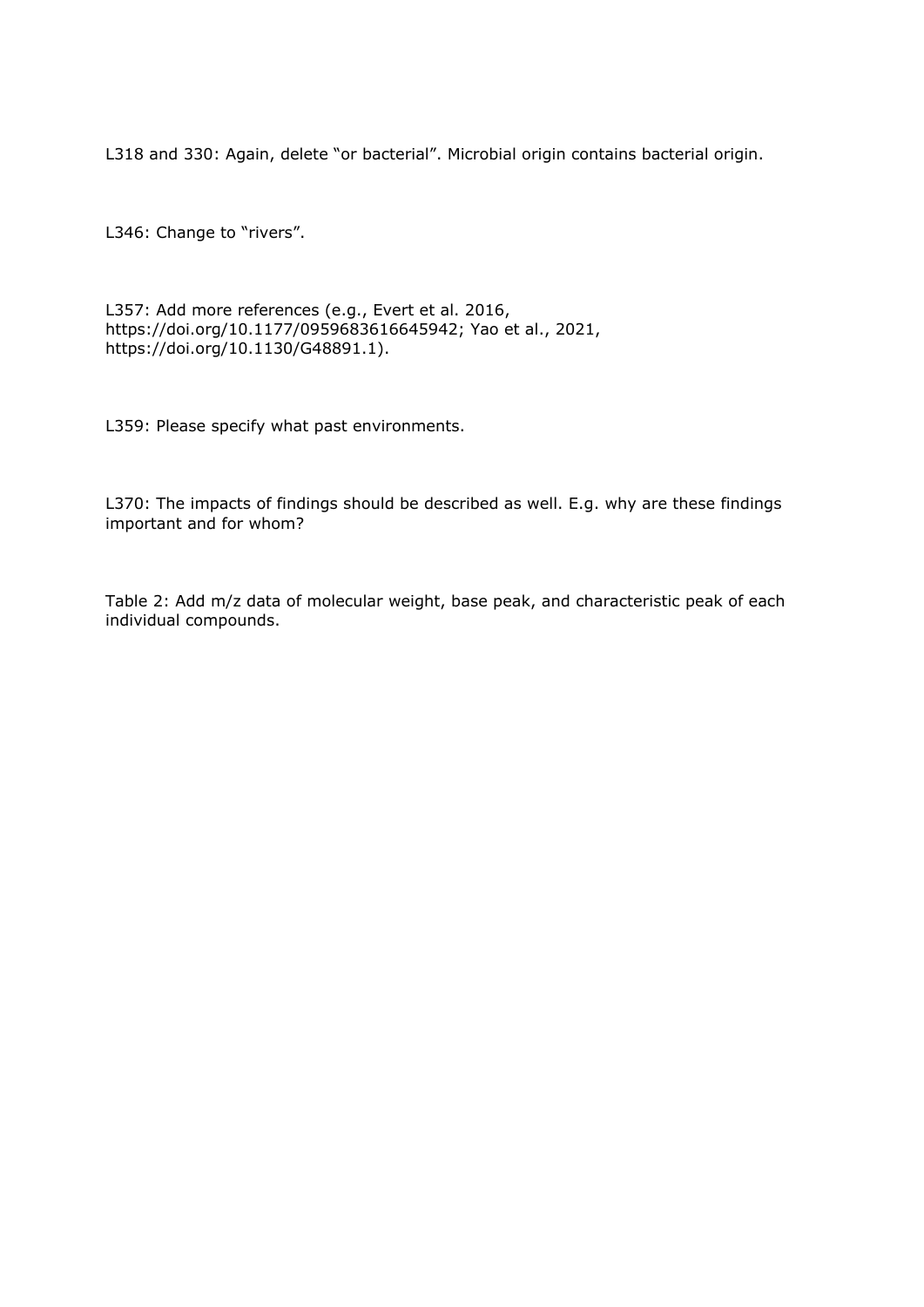L318 and 330: Again, delete “or bacterial”. Microbial origin contains bacterial origin.

L346: Change to “rivers”.

L357: Add more references (e.g., Evert et al. 2016, https://doi.org/10.1177/0959683616645942; Yao et al., 2021, https://doi.org/10.1130/G48891.1).

L359: Please specify what past environments.

L370: The impacts of findings should be described as well. E.g. why are these findings important and for whom?

Table 2: Add m/z data of molecular weight, base peak, and characteristic peak of each individual compounds.